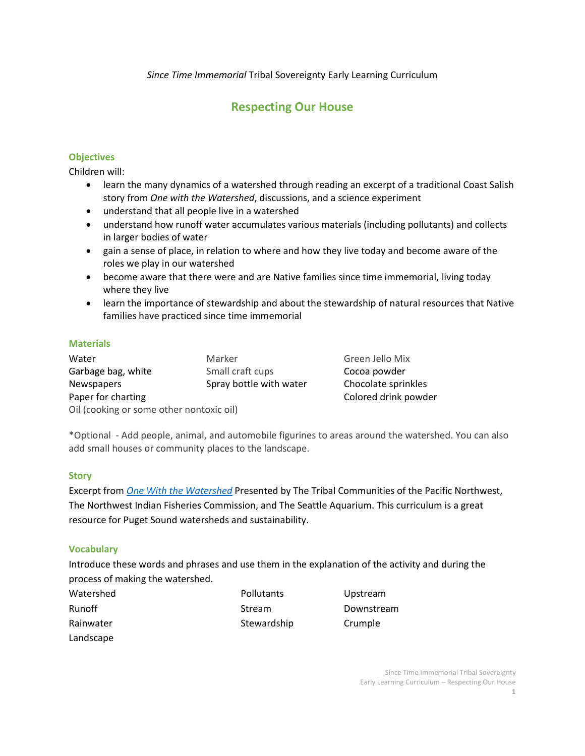*Since Time Immemorial* Tribal Sovereignty Early Learning Curriculum

# Respecting Our House

## Objectives

Children will:

- learn the many dynamics of a watershed through reading an excerpt of a traditional Coast Salish story from *One with the Watershed*, discussions, and a science experiment
- understand that all people live in a watershed
- understand how runoff water accumulates various materials (including pollutants) and collects in larger bodies of water
- gain a sense of place, in relation to where and how they live today and become aware of the roles we play in our watershed
- become aware that there were and are Native families since time immemorial, living today where they live
- learn the importance of stewardship and about the stewardship of natural resources that Native families have practiced since time immemorial

## Materials

| | | |
|---|---|---|
| Water | Marker | Green Jello Mix |
| Garbage bag, white | Small craft cups | Cocoa powder |
| Newspapers | Spray bottle with water | Chocolate sprinkles |
| Paper for charting | | Colored drink powder |
| Oil (cooking or some other nontoxic oil) | | |

*Optional - Add people, animal, and automobile figurines to areas around the watershed. You can also add small houses or community places to the landscape.

## Story

Excerpt from [*One With the Watershed*]() Presented by The Tribal Communities of the Pacific Northwest, The Northwest Indian Fisheries Commission, and The Seattle Aquarium. This curriculum is a great resource for Puget Sound watersheds and sustainability.

## Vocabulary

Introduce these words and phrases and use them in the explanation of the activity and during the process of making the watershed.

| | | |
|---|---|---|
| Watershed | Pollutants | Upstream |
| Runoff | Stream | Downstream |
| Rainwater | Stewardship | Crumple |
| Landscape | | |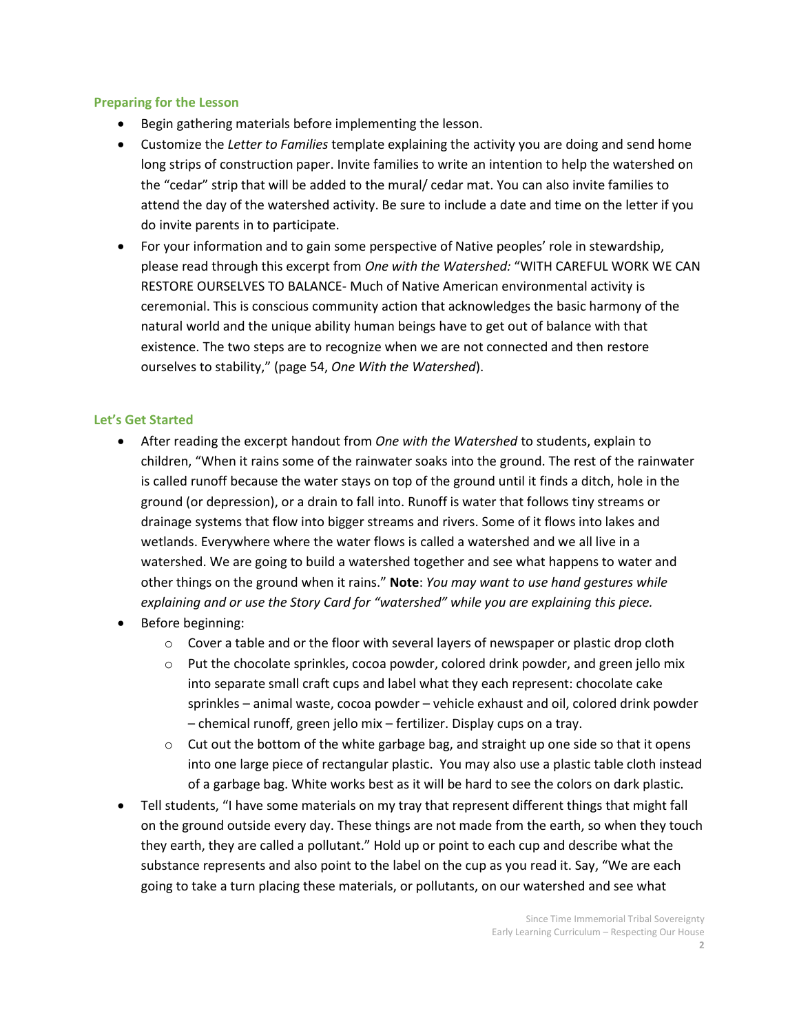### Preparing for the Lesson

- Begin gathering materials before implementing the lesson.
- Customize the *Letter to Families* template explaining the activity you are doing and send home long strips of construction paper. Invite families to write an intention to help the watershed on the "cedar" strip that will be added to the mural/ cedar mat. You can also invite families to attend the day of the watershed activity. Be sure to include a date and time on the letter if you do invite parents in to participate.
- For your information and to gain some perspective of Native peoples' role in stewardship, please read through this excerpt from *One with the Watershed:* "WITH CAREFUL WORK WE CAN RESTORE OURSELVES TO BALANCE- Much of Native American environmental activity is ceremonial. This is conscious community action that acknowledges the basic harmony of the natural world and the unique ability human beings have to get out of balance with that existence. The two steps are to recognize when we are not connected and then restore ourselves to stability," (page 54, *One With the Watershed*).

### Let's Get Started

- After reading the excerpt handout from *One with the Watershed* to students, explain to children, "When it rains some of the rainwater soaks into the ground. The rest of the rainwater is called runoff because the water stays on top of the ground until it finds a ditch, hole in the ground (or depression), or a drain to fall into. Runoff is water that follows tiny streams or drainage systems that flow into bigger streams and rivers. Some of it flows into lakes and wetlands. Everywhere where the water flows is called a watershed and we all live in a watershed. We are going to build a watershed together and see what happens to water and other things on the ground when it rains." **Note**: *You may want to use hand gestures while explaining and or use the Story Card for "watershed" while you are explaining this piece.*
- Before beginning:
  - Cover a table and or the floor with several layers of newspaper or plastic drop cloth
  - Put the chocolate sprinkles, cocoa powder, colored drink powder, and green jello mix into separate small craft cups and label what they each represent: chocolate cake sprinkles – animal waste, cocoa powder – vehicle exhaust and oil, colored drink powder – chemical runoff, green jello mix – fertilizer. Display cups on a tray.
  - Cut out the bottom of the white garbage bag, and straight up one side so that it opens into one large piece of rectangular plastic. You may also use a plastic table cloth instead of a garbage bag. White works best as it will be hard to see the colors on dark plastic.
- Tell students, "I have some materials on my tray that represent different things that might fall on the ground outside every day. These things are not made from the earth, so when they touch they earth, they are called a pollutant." Hold up or point to each cup and describe what the substance represents and also point to the label on the cup as you read it. Say, "We are each going to take a turn placing these materials, or pollutants, on our watershed and see what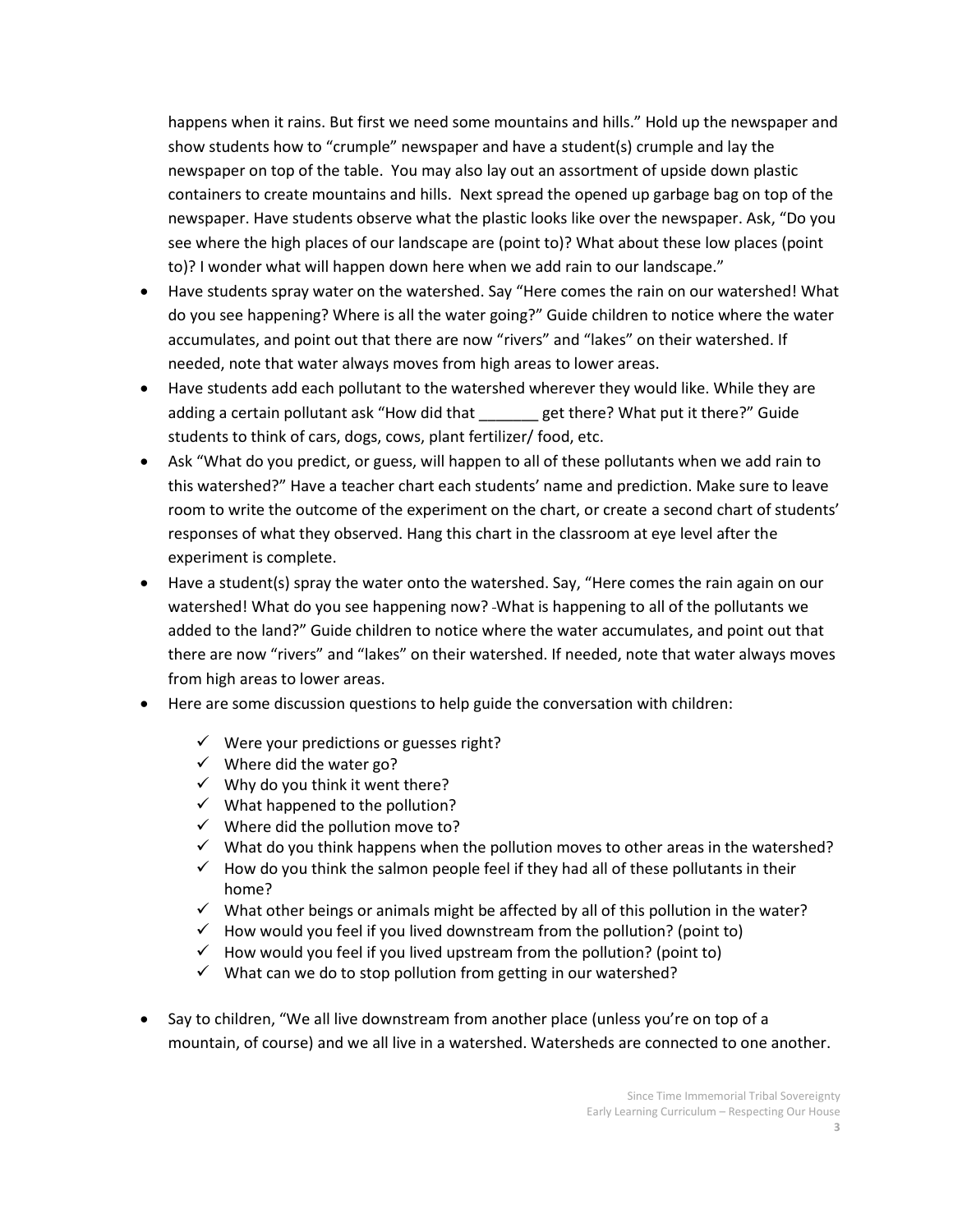happens when it rains. But first we need some mountains and hills." Hold up the newspaper and show students how to "crumple" newspaper and have a student(s) crumple and lay the newspaper on top of the table. You may also lay out an assortment of upside down plastic containers to create mountains and hills. Next spread the opened up garbage bag on top of the newspaper. Have students observe what the plastic looks like over the newspaper. Ask, "Do you see where the high places of our landscape are (point to)? What about these low places (point to)? I wonder what will happen down here when we add rain to our landscape."

- Have students spray water on the watershed. Say "Here comes the rain on our watershed! What do you see happening? Where is all the water going?" Guide children to notice where the water accumulates, and point out that there are now "rivers" and "lakes" on their watershed. If needed, note that water always moves from high areas to lower areas.
- Have students add each pollutant to the watershed wherever they would like. While they are adding a certain pollutant ask "How did that _______ get there? What put it there?" Guide students to think of cars, dogs, cows, plant fertilizer/ food, etc.
- Ask "What do you predict, or guess, will happen to all of these pollutants when we add rain to this watershed?" Have a teacher chart each students' name and prediction. Make sure to leave room to write the outcome of the experiment on the chart, or create a second chart of students' responses of what they observed. Hang this chart in the classroom at eye level after the experiment is complete.
- Have a student(s) spray the water onto the watershed. Say, "Here comes the rain again on our watershed! What do you see happening now? What is happening to all of the pollutants we added to the land?" Guide children to notice where the water accumulates, and point out that there are now "rivers" and "lakes" on their watershed. If needed, note that water always moves from high areas to lower areas.
- Here are some discussion questions to help guide the conversation with children:
  - ✓ Were your predictions or guesses right?
  - ✓ Where did the water go?
  - ✓ Why do you think it went there?
  - ✓ What happened to the pollution?
  - ✓ Where did the pollution move to?
  - ✓ What do you think happens when the pollution moves to other areas in the watershed?
  - ✓ How do you think the salmon people feel if they had all of these pollutants in their home?
  - ✓ What other beings or animals might be affected by all of this pollution in the water?
  - ✓ How would you feel if you lived downstream from the pollution? (point to)
  - ✓ How would you feel if you lived upstream from the pollution? (point to)
  - ✓ What can we do to stop pollution from getting in our watershed?
- Say to children, "We all live downstream from another place (unless you're on top of a mountain, of course) and we all live in a watershed. Watersheds are connected to one another.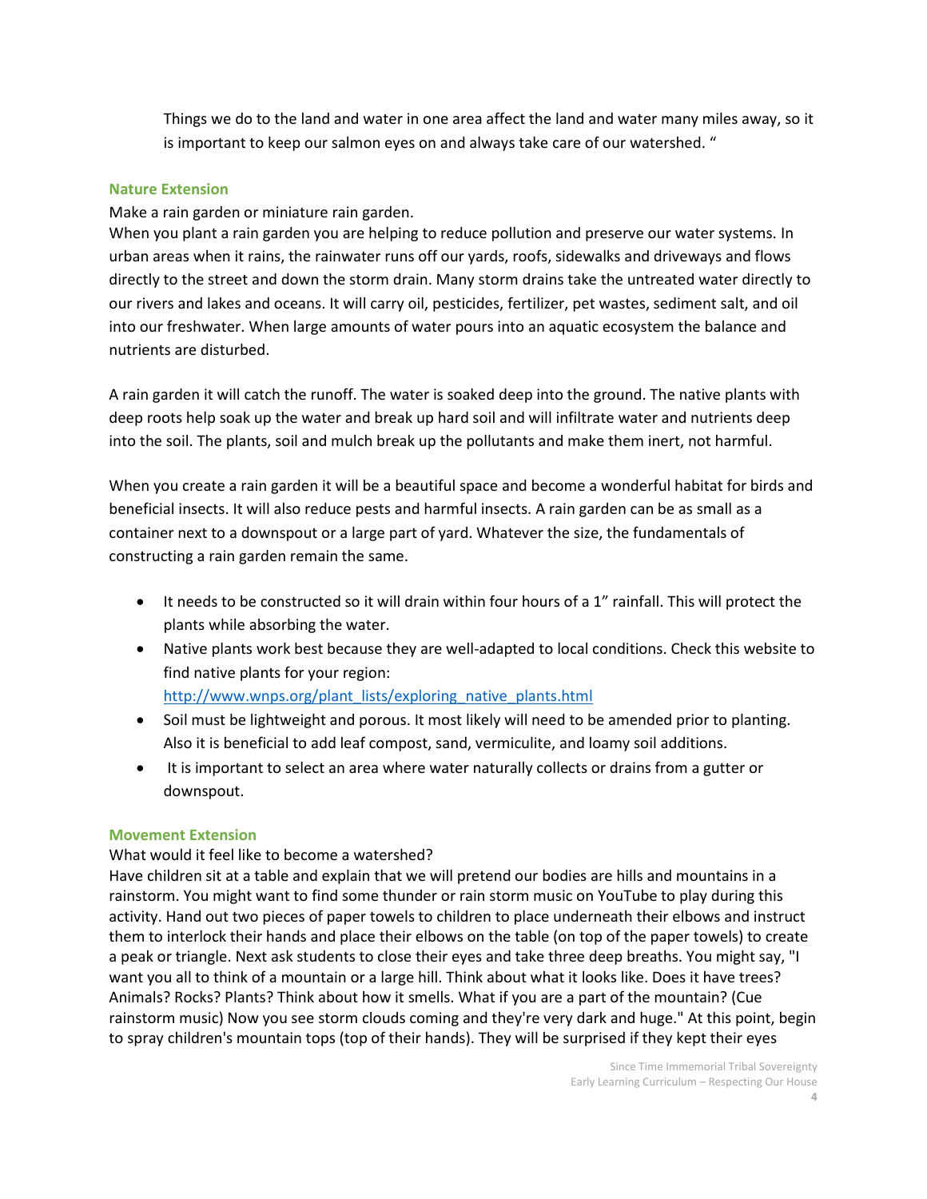Things we do to the land and water in one area affect the land and water many miles away, so it is important to keep our salmon eyes on and always take care of our watershed. "

### Nature Extension

Make a rain garden or miniature rain garden.

When you plant a rain garden you are helping to reduce pollution and preserve our water systems. In urban areas when it rains, the rainwater runs off our yards, roofs, sidewalks and driveways and flows directly to the street and down the storm drain. Many storm drains take the untreated water directly to our rivers and lakes and oceans. It will carry oil, pesticides, fertilizer, pet wastes, sediment salt, and oil into our freshwater. When large amounts of water pours into an aquatic ecosystem the balance and nutrients are disturbed.

A rain garden it will catch the runoff. The water is soaked deep into the ground. The native plants with deep roots help soak up the water and break up hard soil and will infiltrate water and nutrients deep into the soil. The plants, soil and mulch break up the pollutants and make them inert, not harmful.

When you create a rain garden it will be a beautiful space and become a wonderful habitat for birds and beneficial insects. It will also reduce pests and harmful insects. A rain garden can be as small as a container next to a downspout or a large part of yard. Whatever the size, the fundamentals of constructing a rain garden remain the same.

- It needs to be constructed so it will drain within four hours of a 1" rainfall. This will protect the plants while absorbing the water.
- Native plants work best because they are well-adapted to local conditions. Check this website to find native plants for your region: http://www.wnps.org/plant_lists/exploring_native_plants.html
- Soil must be lightweight and porous. It most likely will need to be amended prior to planting. Also it is beneficial to add leaf compost, sand, vermiculite, and loamy soil additions.
- It is important to select an area where water naturally collects or drains from a gutter or downspout.

### Movement Extension

What would it feel like to become a watershed?

Have children sit at a table and explain that we will pretend our bodies are hills and mountains in a rainstorm. You might want to find some thunder or rain storm music on YouTube to play during this activity. Hand out two pieces of paper towels to children to place underneath their elbows and instruct them to interlock their hands and place their elbows on the table (on top of the paper towels) to create a peak or triangle. Next ask students to close their eyes and take three deep breaths. You might say, "I want you all to think of a mountain or a large hill. Think about what it looks like. Does it have trees? Animals? Rocks? Plants? Think about how it smells. What if you are a part of the mountain? (Cue rainstorm music) Now you see storm clouds coming and they're very dark and huge." At this point, begin to spray children's mountain tops (top of their hands). They will be surprised if they kept their eyes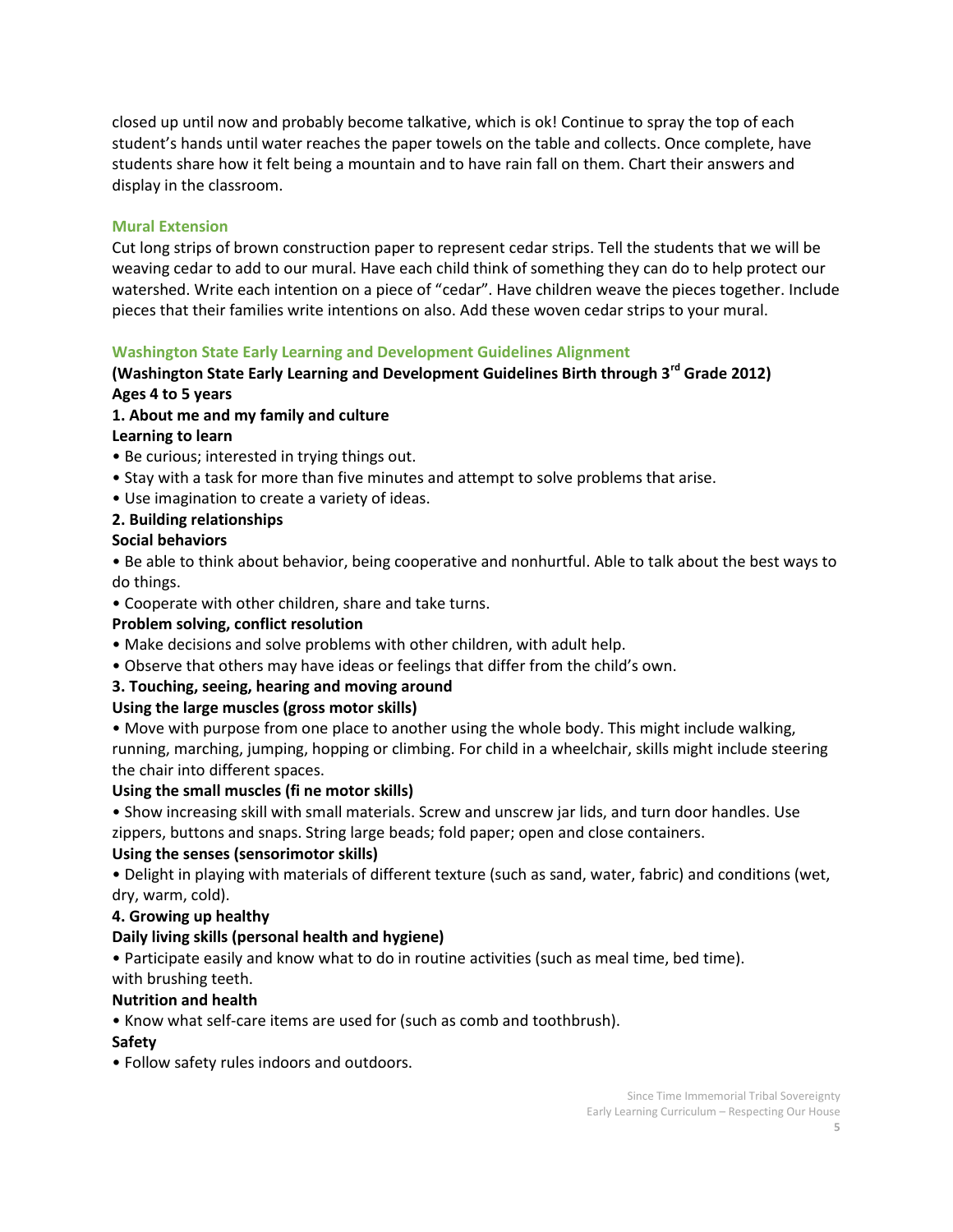closed up until now and probably become talkative, which is ok! Continue to spray the top of each student's hands until water reaches the paper towels on the table and collects. Once complete, have students share how it felt being a mountain and to have rain fall on them. Chart their answers and display in the classroom.

### Mural Extension

Cut long strips of brown construction paper to represent cedar strips. Tell the students that we will be weaving cedar to add to our mural. Have each child think of something they can do to help protect our watershed. Write each intention on a piece of "cedar". Have children weave the pieces together. Include pieces that their families write intentions on also. Add these woven cedar strips to your mural.

### Washington State Early Learning and Development Guidelines Alignment

**(Washington State Early Learning and Development Guidelines Birth through 3rd Grade 2012)**

**Ages 4 to 5 years**

**1. About me and my family and culture**

**Learning to learn**

- Be curious; interested in trying things out.
- Stay with a task for more than five minutes and attempt to solve problems that arise.
- Use imagination to create a variety of ideas.

**2. Building relationships**

**Social behaviors**

- Be able to think about behavior, being cooperative and nonhurtful. Able to talk about the best ways to do things.
- Cooperate with other children, share and take turns.

**Problem solving, conflict resolution**

- Make decisions and solve problems with other children, with adult help.
- Observe that others may have ideas or feelings that differ from the child's own.

**3. Touching, seeing, hearing and moving around**

**Using the large muscles (gross motor skills)**

- Move with purpose from one place to another using the whole body. This might include walking, running, marching, jumping, hopping or climbing. For child in a wheelchair, skills might include steering the chair into different spaces.

**Using the small muscles (fi ne motor skills)**

- Show increasing skill with small materials. Screw and unscrew jar lids, and turn door handles. Use zippers, buttons and snaps. String large beads; fold paper; open and close containers.

**Using the senses (sensorimotor skills)**

- Delight in playing with materials of different texture (such as sand, water, fabric) and conditions (wet, dry, warm, cold).

**4. Growing up healthy**

**Daily living skills (personal health and hygiene)**

- Participate easily and know what to do in routine activities (such as meal time, bed time). with brushing teeth.

**Nutrition and health**

- Know what self-care items are used for (such as comb and toothbrush).

**Safety**

- Follow safety rules indoors and outdoors.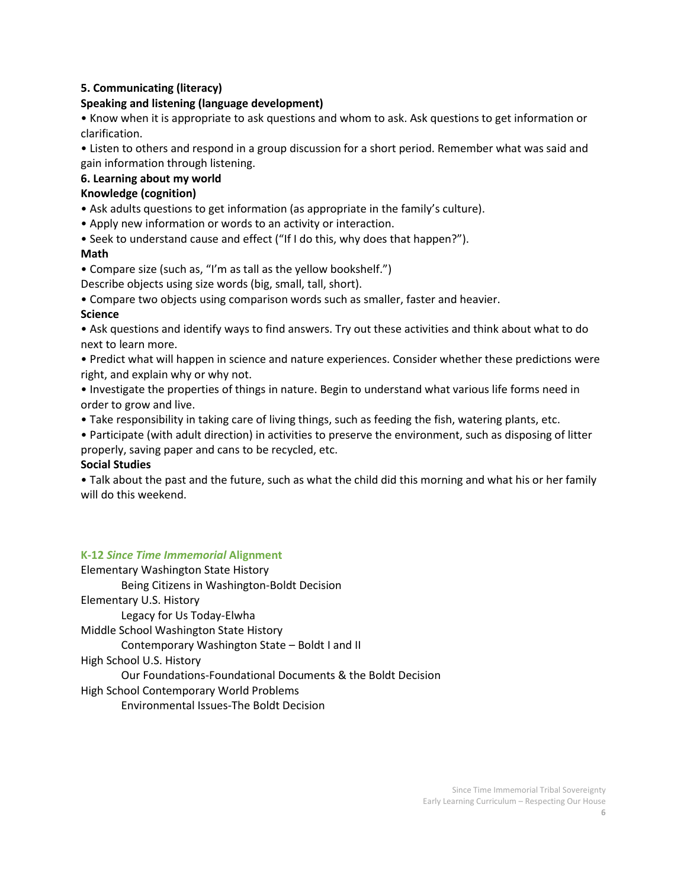**5. Communicating (literacy)**

**Speaking and listening (language development)**

• Know when it is appropriate to ask questions and whom to ask. Ask questions to get information or clarification.

• Listen to others and respond in a group discussion for a short period. Remember what was said and gain information through listening.

**6. Learning about my world**

**Knowledge (cognition)**

• Ask adults questions to get information (as appropriate in the family's culture).

• Apply new information or words to an activity or interaction.

• Seek to understand cause and effect ("If I do this, why does that happen?").

**Math**

• Compare size (such as, "I'm as tall as the yellow bookshelf.")

Describe objects using size words (big, small, tall, short).

• Compare two objects using comparison words such as smaller, faster and heavier.

**Science**

• Ask questions and identify ways to find answers. Try out these activities and think about what to do next to learn more.

• Predict what will happen in science and nature experiences. Consider whether these predictions were right, and explain why or why not.

• Investigate the properties of things in nature. Begin to understand what various life forms need in order to grow and live.

• Take responsibility in taking care of living things, such as feeding the fish, watering plants, etc.

• Participate (with adult direction) in activities to preserve the environment, such as disposing of litter properly, saving paper and cans to be recycled, etc.

**Social Studies**

• Talk about the past and the future, such as what the child did this morning and what his or her family will do this weekend.

## K-12 *Since Time Immemorial* Alignment

Elementary Washington State History

    Being Citizens in Washington-Boldt Decision

Elementary U.S. History

    Legacy for Us Today-Elwha

Middle School Washington State History

    Contemporary Washington State – Boldt I and II

High School U.S. History

    Our Foundations-Foundational Documents & the Boldt Decision

High School Contemporary World Problems

    Environmental Issues-The Boldt Decision